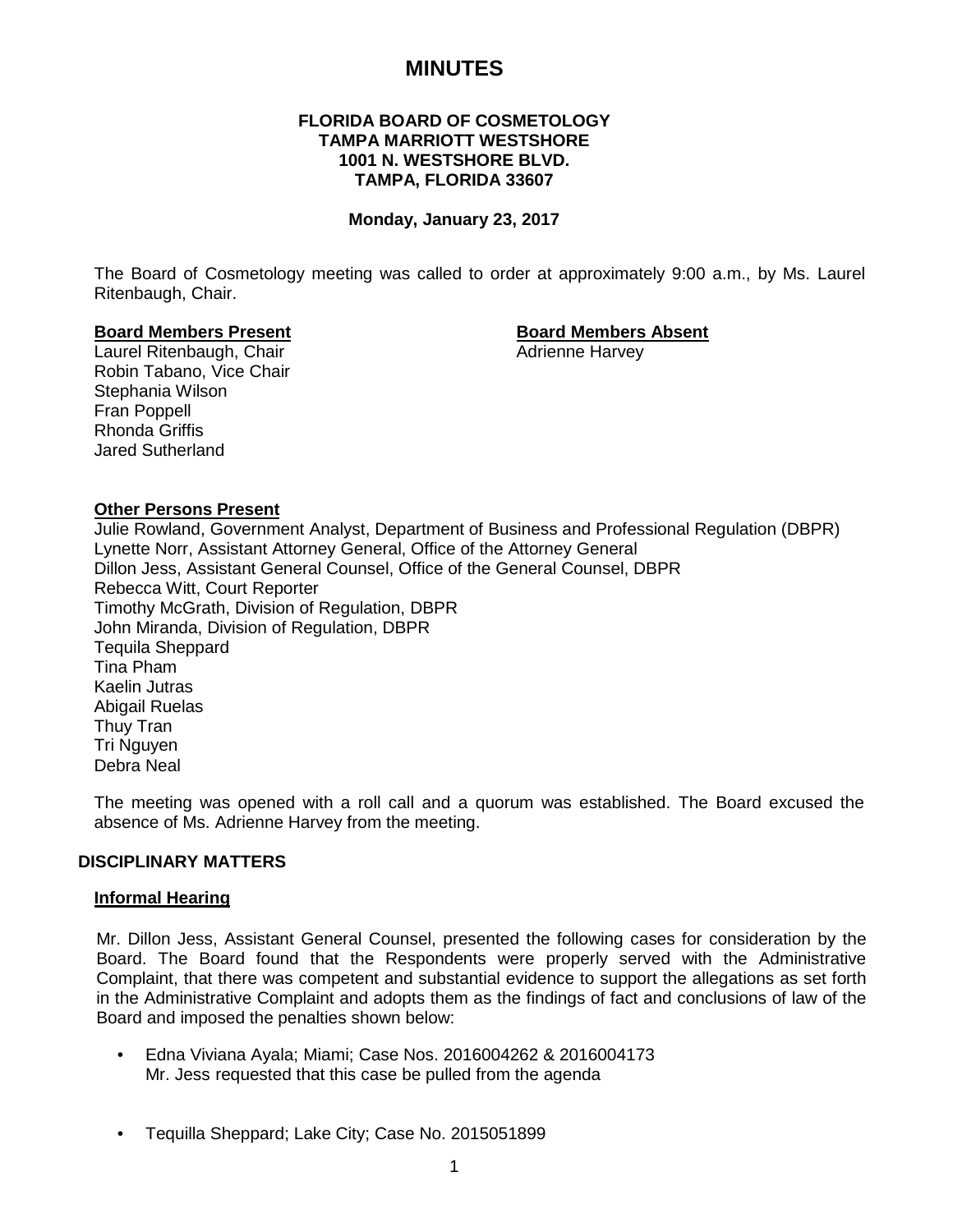# MINUTES

**FLORIDA BOARD OF COSMETOLOGY**
**TAMPA MARRIOTT WESTSHORE**
**1001 N. WESTSHORE BLVD.**
**TAMPA, FLORIDA 33607**

**Monday, January 23, 2017**

The Board of Cosmetology meeting was called to order at approximately 9:00 a.m., by Ms. Laurel Ritenbaugh, Chair.

**Board Members Present**
Laurel Ritenbaugh, Chair
Robin Tabano, Vice Chair
Stephania Wilson
Fran Poppell
Rhonda Griffis
Jared Sutherland

**Board Members Absent**
Adrienne Harvey

**Other Persons Present**
Julie Rowland, Government Analyst, Department of Business and Professional Regulation (DBPR)
Lynette Norr, Assistant Attorney General, Office of the Attorney General
Dillon Jess, Assistant General Counsel, Office of the General Counsel, DBPR
Rebecca Witt, Court Reporter
Timothy McGrath, Division of Regulation, DBPR
John Miranda, Division of Regulation, DBPR
Tequila Sheppard
Tina Pham
Kaelin Jutras
Abigail Ruelas
Thuy Tran
Tri Nguyen
Debra Neal

The meeting was opened with a roll call and a quorum was established. The Board excused the absence of Ms. Adrienne Harvey from the meeting.

## DISCIPLINARY MATTERS

### Informal Hearing

Mr. Dillon Jess, Assistant General Counsel, presented the following cases for consideration by the Board. The Board found that the Respondents were properly served with the Administrative Complaint, that there was competent and substantial evidence to support the allegations as set forth in the Administrative Complaint and adopts them as the findings of fact and conclusions of law of the Board and imposed the penalties shown below:

- Edna Viviana Ayala; Miami; Case Nos. 2016004262 & 2016004173
  Mr. Jess requested that this case be pulled from the agenda

- Tequilla Sheppard; Lake City; Case No. 2015051899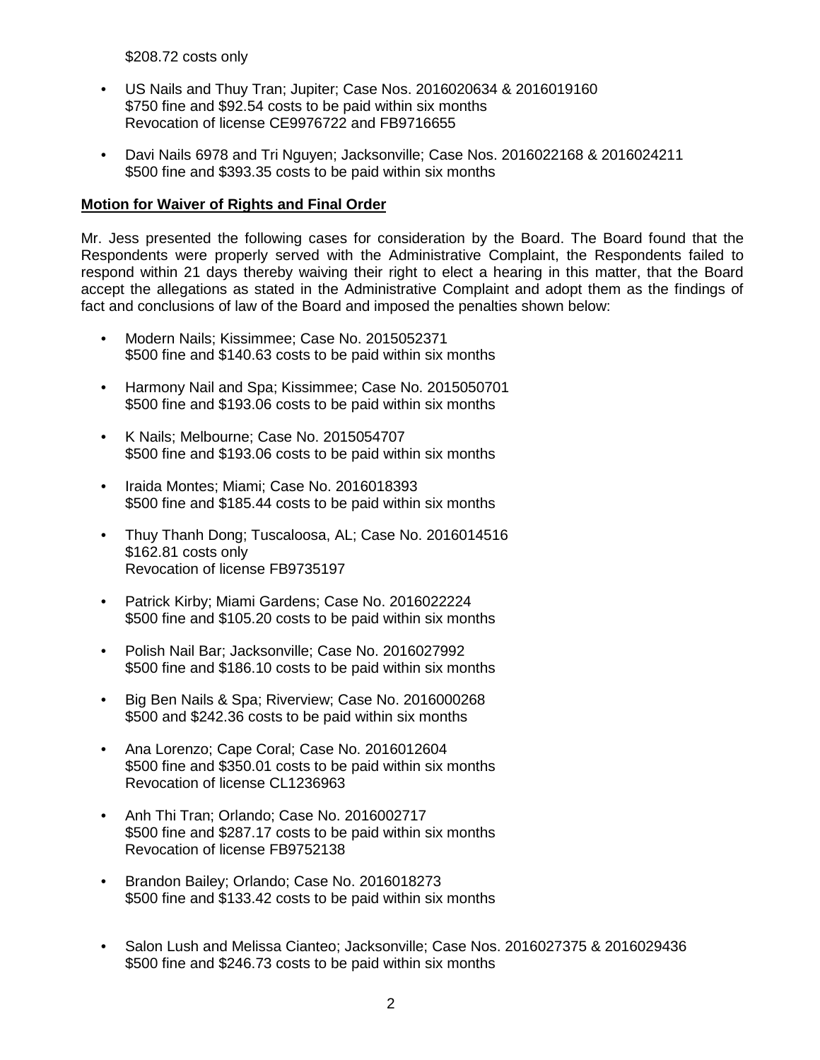$208.72 costs only

- US Nails and Thuy Tran; Jupiter; Case Nos. 2016020634 & 2016019160
  $750 fine and $92.54 costs to be paid within six months
  Revocation of license CE9976722 and FB9716655

- Davi Nails 6978 and Tri Nguyen; Jacksonville; Case Nos. 2016022168 & 2016024211
  $500 fine and $393.35 costs to be paid within six months

**Motion for Waiver of Rights and Final Order**

Mr. Jess presented the following cases for consideration by the Board. The Board found that the Respondents were properly served with the Administrative Complaint, the Respondents failed to respond within 21 days thereby waiving their right to elect a hearing in this matter, that the Board accept the allegations as stated in the Administrative Complaint and adopt them as the findings of fact and conclusions of law of the Board and imposed the penalties shown below:

- Modern Nails; Kissimmee; Case No. 2015052371
  $500 fine and $140.63 costs to be paid within six months

- Harmony Nail and Spa; Kissimmee; Case No. 2015050701
  $500 fine and $193.06 costs to be paid within six months

- K Nails; Melbourne; Case No. 2015054707
  $500 fine and $193.06 costs to be paid within six months

- Iraida Montes; Miami; Case No. 2016018393
  $500 fine and $185.44 costs to be paid within six months

- Thuy Thanh Dong; Tuscaloosa, AL; Case No. 2016014516
  $162.81 costs only
  Revocation of license FB9735197

- Patrick Kirby; Miami Gardens; Case No. 2016022224
  $500 fine and $105.20 costs to be paid within six months

- Polish Nail Bar; Jacksonville; Case No. 2016027992
  $500 fine and $186.10 costs to be paid within six months

- Big Ben Nails & Spa; Riverview; Case No. 2016000268
  $500 and $242.36 costs to be paid within six months

- Ana Lorenzo; Cape Coral; Case No. 2016012604
  $500 fine and $350.01 costs to be paid within six months
  Revocation of license CL1236963

- Anh Thi Tran; Orlando; Case No. 2016002717
  $500 fine and $287.17 costs to be paid within six months
  Revocation of license FB9752138

- Brandon Bailey; Orlando; Case No. 2016018273
  $500 fine and $133.42 costs to be paid within six months

- Salon Lush and Melissa Cianteo; Jacksonville; Case Nos. 2016027375 & 2016029436
  $500 fine and $246.73 costs to be paid within six months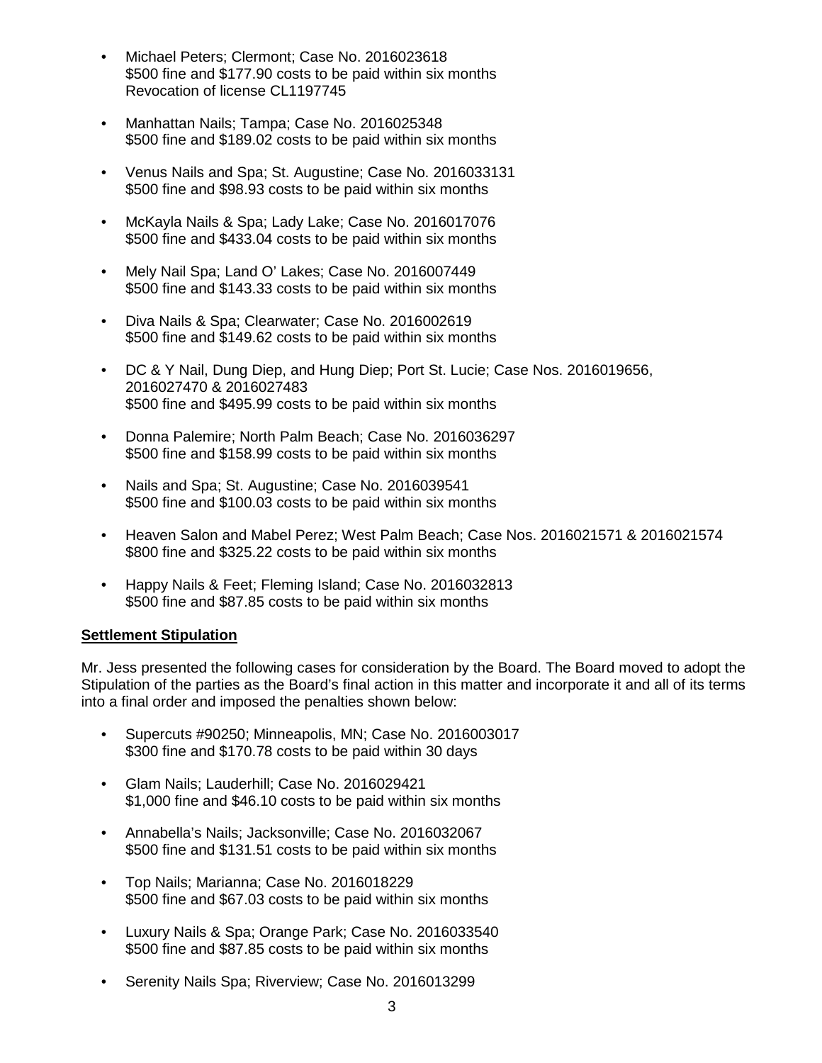- Michael Peters; Clermont; Case No. 2016023618
  $500 fine and $177.90 costs to be paid within six months
  Revocation of license CL1197745

- Manhattan Nails; Tampa; Case No. 2016025348
  $500 fine and $189.02 costs to be paid within six months

- Venus Nails and Spa; St. Augustine; Case No. 2016033131
  $500 fine and $98.93 costs to be paid within six months

- McKayla Nails & Spa; Lady Lake; Case No. 2016017076
  $500 fine and $433.04 costs to be paid within six months

- Mely Nail Spa; Land O' Lakes; Case No. 2016007449
  $500 fine and $143.33 costs to be paid within six months

- Diva Nails & Spa; Clearwater; Case No. 2016002619
  $500 fine and $149.62 costs to be paid within six months

- DC & Y Nail, Dung Diep, and Hung Diep; Port St. Lucie; Case Nos. 2016019656, 2016027470 & 2016027483
  $500 fine and $495.99 costs to be paid within six months

- Donna Palemire; North Palm Beach; Case No. 2016036297
  $500 fine and $158.99 costs to be paid within six months

- Nails and Spa; St. Augustine; Case No. 2016039541
  $500 fine and $100.03 costs to be paid within six months

- Heaven Salon and Mabel Perez; West Palm Beach; Case Nos. 2016021571 & 2016021574
  $800 fine and $325.22 costs to be paid within six months

- Happy Nails & Feet; Fleming Island; Case No. 2016032813
  $500 fine and $87.85 costs to be paid within six months

**Settlement Stipulation**

Mr. Jess presented the following cases for consideration by the Board. The Board moved to adopt the Stipulation of the parties as the Board's final action in this matter and incorporate it and all of its terms into a final order and imposed the penalties shown below:

- Supercuts #90250; Minneapolis, MN; Case No. 2016003017
  $300 fine and $170.78 costs to be paid within 30 days

- Glam Nails; Lauderhill; Case No. 2016029421
  $1,000 fine and $46.10 costs to be paid within six months

- Annabella's Nails; Jacksonville; Case No. 2016032067
  $500 fine and $131.51 costs to be paid within six months

- Top Nails; Marianna; Case No. 2016018229
  $500 fine and $67.03 costs to be paid within six months

- Luxury Nails & Spa; Orange Park; Case No. 2016033540
  $500 fine and $87.85 costs to be paid within six months

- Serenity Nails Spa; Riverview; Case No. 2016013299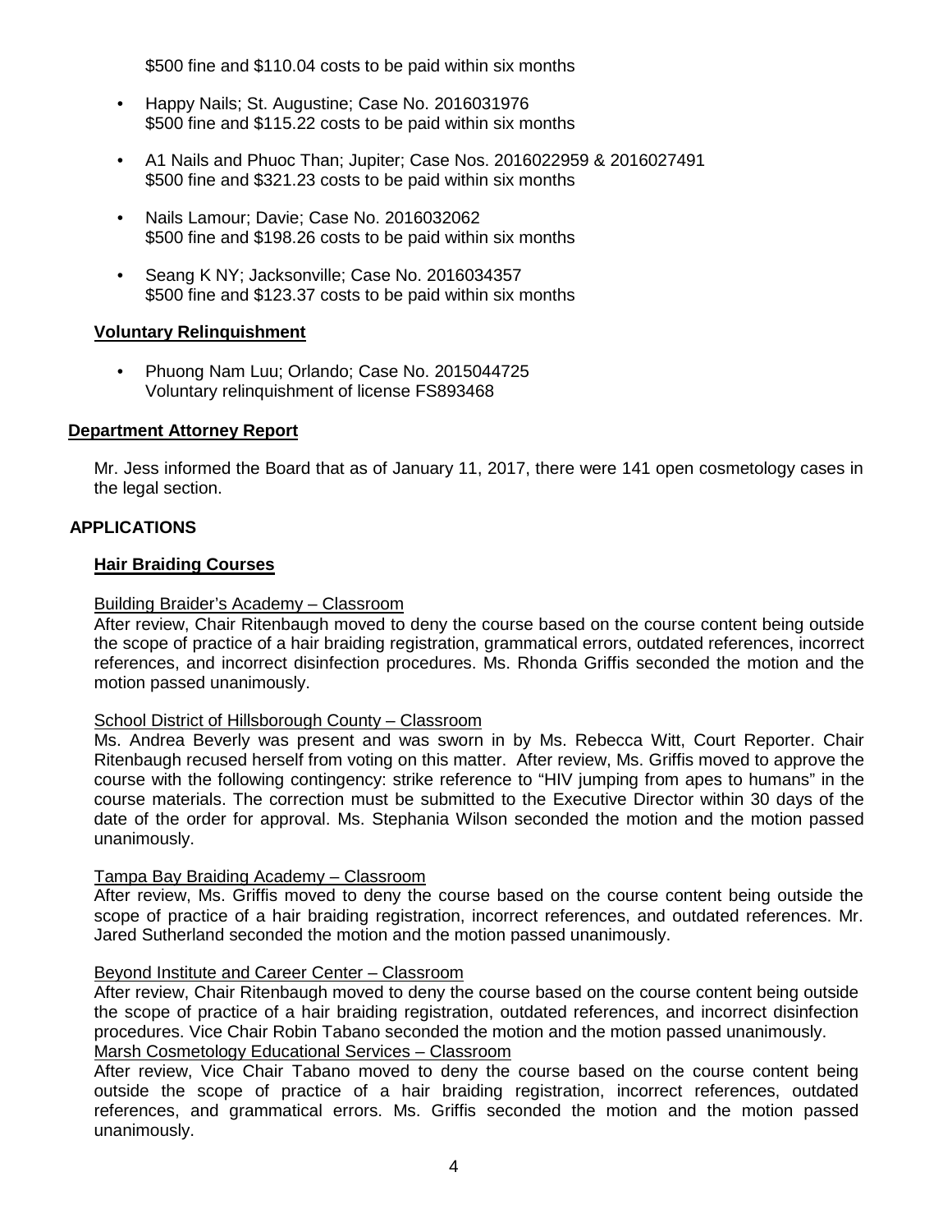$500 fine and $110.04 costs to be paid within six months

- Happy Nails; St. Augustine; Case No. 2016031976
  $500 fine and $115.22 costs to be paid within six months

- A1 Nails and Phuoc Than; Jupiter; Case Nos. 2016022959 & 2016027491
  $500 fine and $321.23 costs to be paid within six months

- Nails Lamour; Davie; Case No. 2016032062
  $500 fine and $198.26 costs to be paid within six months

- Seang K NY; Jacksonville; Case No. 2016034357
  $500 fine and $123.37 costs to be paid within six months

**Voluntary Relinquishment**

- Phuong Nam Luu; Orlando; Case No. 2015044725
  Voluntary relinquishment of license FS893468

**Department Attorney Report**

Mr. Jess informed the Board that as of January 11, 2017, there were 141 open cosmetology cases in the legal section.

**APPLICATIONS**

**Hair Braiding Courses**

Building Braider's Academy – Classroom
After review, Chair Ritenbaugh moved to deny the course based on the course content being outside the scope of practice of a hair braiding registration, grammatical errors, outdated references, incorrect references, and incorrect disinfection procedures. Ms. Rhonda Griffis seconded the motion and the motion passed unanimously.

School District of Hillsborough County – Classroom
Ms. Andrea Beverly was present and was sworn in by Ms. Rebecca Witt, Court Reporter. Chair Ritenbaugh recused herself from voting on this matter. After review, Ms. Griffis moved to approve the course with the following contingency: strike reference to "HIV jumping from apes to humans" in the course materials. The correction must be submitted to the Executive Director within 30 days of the date of the order for approval. Ms. Stephania Wilson seconded the motion and the motion passed unanimously.

Tampa Bay Braiding Academy – Classroom
After review, Ms. Griffis moved to deny the course based on the course content being outside the scope of practice of a hair braiding registration, incorrect references, and outdated references. Mr. Jared Sutherland seconded the motion and the motion passed unanimously.

Beyond Institute and Career Center – Classroom
After review, Chair Ritenbaugh moved to deny the course based on the course content being outside the scope of practice of a hair braiding registration, outdated references, and incorrect disinfection procedures. Vice Chair Robin Tabano seconded the motion and the motion passed unanimously.

Marsh Cosmetology Educational Services – Classroom
After review, Vice Chair Tabano moved to deny the course based on the course content being outside the scope of practice of a hair braiding registration, incorrect references, outdated references, and grammatical errors. Ms. Griffis seconded the motion and the motion passed unanimously.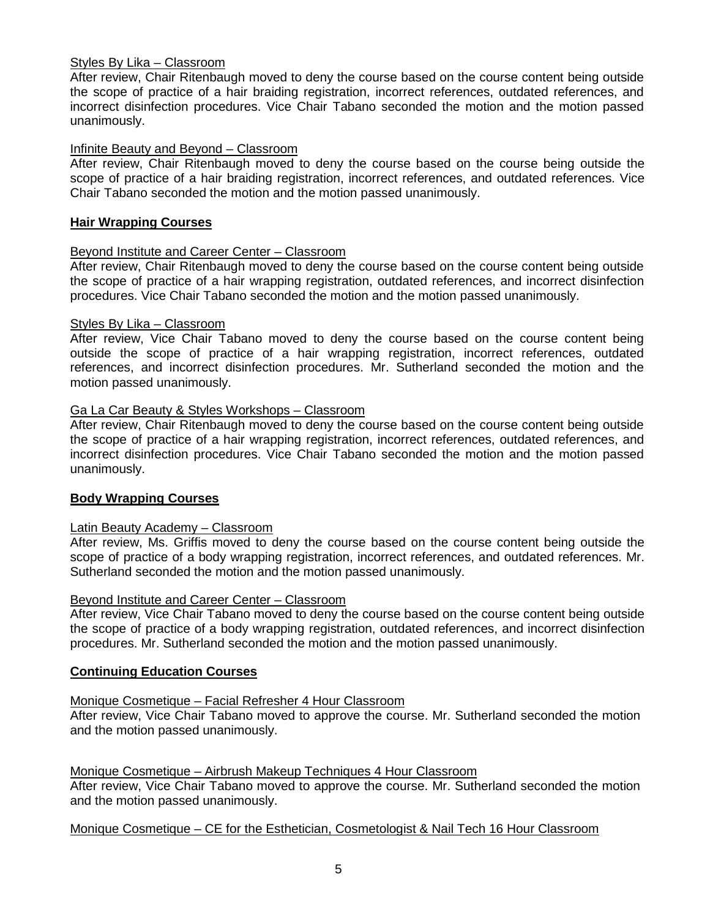Styles By Lika – Classroom

After review, Chair Ritenbaugh moved to deny the course based on the course content being outside the scope of practice of a hair braiding registration, incorrect references, outdated references, and incorrect disinfection procedures. Vice Chair Tabano seconded the motion and the motion passed unanimously.

Infinite Beauty and Beyond – Classroom

After review, Chair Ritenbaugh moved to deny the course based on the course being outside the scope of practice of a hair braiding registration, incorrect references, and outdated references. Vice Chair Tabano seconded the motion and the motion passed unanimously.

**Hair Wrapping Courses**

Beyond Institute and Career Center – Classroom

After review, Chair Ritenbaugh moved to deny the course based on the course content being outside the scope of practice of a hair wrapping registration, outdated references, and incorrect disinfection procedures. Vice Chair Tabano seconded the motion and the motion passed unanimously.

Styles By Lika – Classroom

After review, Vice Chair Tabano moved to deny the course based on the course content being outside the scope of practice of a hair wrapping registration, incorrect references, outdated references, and incorrect disinfection procedures. Mr. Sutherland seconded the motion and the motion passed unanimously.

Ga La Car Beauty & Styles Workshops – Classroom

After review, Chair Ritenbaugh moved to deny the course based on the course content being outside the scope of practice of a hair wrapping registration, incorrect references, outdated references, and incorrect disinfection procedures. Vice Chair Tabano seconded the motion and the motion passed unanimously.

**Body Wrapping Courses**

Latin Beauty Academy – Classroom

After review, Ms. Griffis moved to deny the course based on the course content being outside the scope of practice of a body wrapping registration, incorrect references, and outdated references. Mr. Sutherland seconded the motion and the motion passed unanimously.

Beyond Institute and Career Center – Classroom

After review, Vice Chair Tabano moved to deny the course based on the course content being outside the scope of practice of a body wrapping registration, outdated references, and incorrect disinfection procedures. Mr. Sutherland seconded the motion and the motion passed unanimously.

**Continuing Education Courses**

Monique Cosmetique – Facial Refresher 4 Hour Classroom

After review, Vice Chair Tabano moved to approve the course. Mr. Sutherland seconded the motion and the motion passed unanimously.

Monique Cosmetique – Airbrush Makeup Techniques 4 Hour Classroom

After review, Vice Chair Tabano moved to approve the course. Mr. Sutherland seconded the motion and the motion passed unanimously.

Monique Cosmetique – CE for the Esthetician, Cosmetologist & Nail Tech 16 Hour Classroom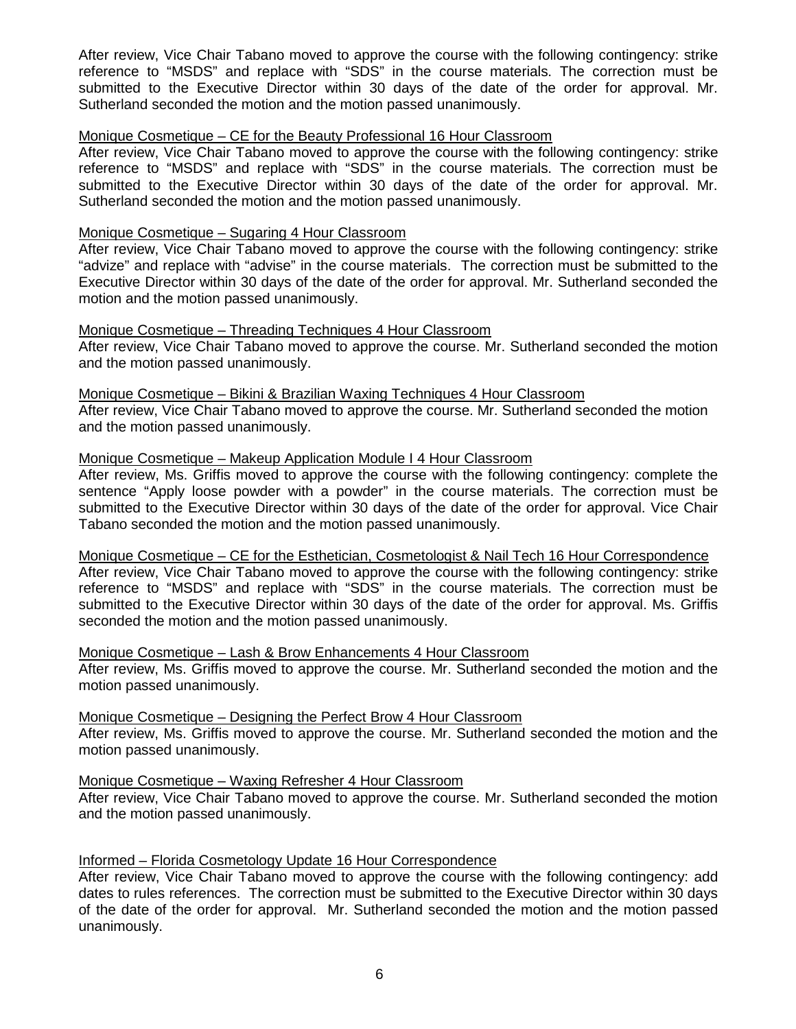After review, Vice Chair Tabano moved to approve the course with the following contingency: strike reference to "MSDS" and replace with "SDS" in the course materials. The correction must be submitted to the Executive Director within 30 days of the date of the order for approval. Mr. Sutherland seconded the motion and the motion passed unanimously.

Monique Cosmetique – CE for the Beauty Professional 16 Hour Classroom

After review, Vice Chair Tabano moved to approve the course with the following contingency: strike reference to "MSDS" and replace with "SDS" in the course materials. The correction must be submitted to the Executive Director within 30 days of the date of the order for approval. Mr. Sutherland seconded the motion and the motion passed unanimously.

Monique Cosmetique – Sugaring 4 Hour Classroom

After review, Vice Chair Tabano moved to approve the course with the following contingency: strike "advize" and replace with "advise" in the course materials. The correction must be submitted to the Executive Director within 30 days of the date of the order for approval. Mr. Sutherland seconded the motion and the motion passed unanimously.

Monique Cosmetique – Threading Techniques 4 Hour Classroom

After review, Vice Chair Tabano moved to approve the course. Mr. Sutherland seconded the motion and the motion passed unanimously.

Monique Cosmetique – Bikini & Brazilian Waxing Techniques 4 Hour Classroom

After review, Vice Chair Tabano moved to approve the course. Mr. Sutherland seconded the motion and the motion passed unanimously.

Monique Cosmetique – Makeup Application Module I 4 Hour Classroom

After review, Ms. Griffis moved to approve the course with the following contingency: complete the sentence "Apply loose powder with a powder" in the course materials. The correction must be submitted to the Executive Director within 30 days of the date of the order for approval. Vice Chair Tabano seconded the motion and the motion passed unanimously.

Monique Cosmetique – CE for the Esthetician, Cosmetologist & Nail Tech 16 Hour Correspondence

After review, Vice Chair Tabano moved to approve the course with the following contingency: strike reference to "MSDS" and replace with "SDS" in the course materials. The correction must be submitted to the Executive Director within 30 days of the date of the order for approval. Ms. Griffis seconded the motion and the motion passed unanimously.

Monique Cosmetique – Lash & Brow Enhancements 4 Hour Classroom

After review, Ms. Griffis moved to approve the course. Mr. Sutherland seconded the motion and the motion passed unanimously.

Monique Cosmetique – Designing the Perfect Brow 4 Hour Classroom

After review, Ms. Griffis moved to approve the course. Mr. Sutherland seconded the motion and the motion passed unanimously.

Monique Cosmetique – Waxing Refresher 4 Hour Classroom

After review, Vice Chair Tabano moved to approve the course. Mr. Sutherland seconded the motion and the motion passed unanimously.

Informed – Florida Cosmetology Update 16 Hour Correspondence

After review, Vice Chair Tabano moved to approve the course with the following contingency: add dates to rules references. The correction must be submitted to the Executive Director within 30 days of the date of the order for approval. Mr. Sutherland seconded the motion and the motion passed unanimously.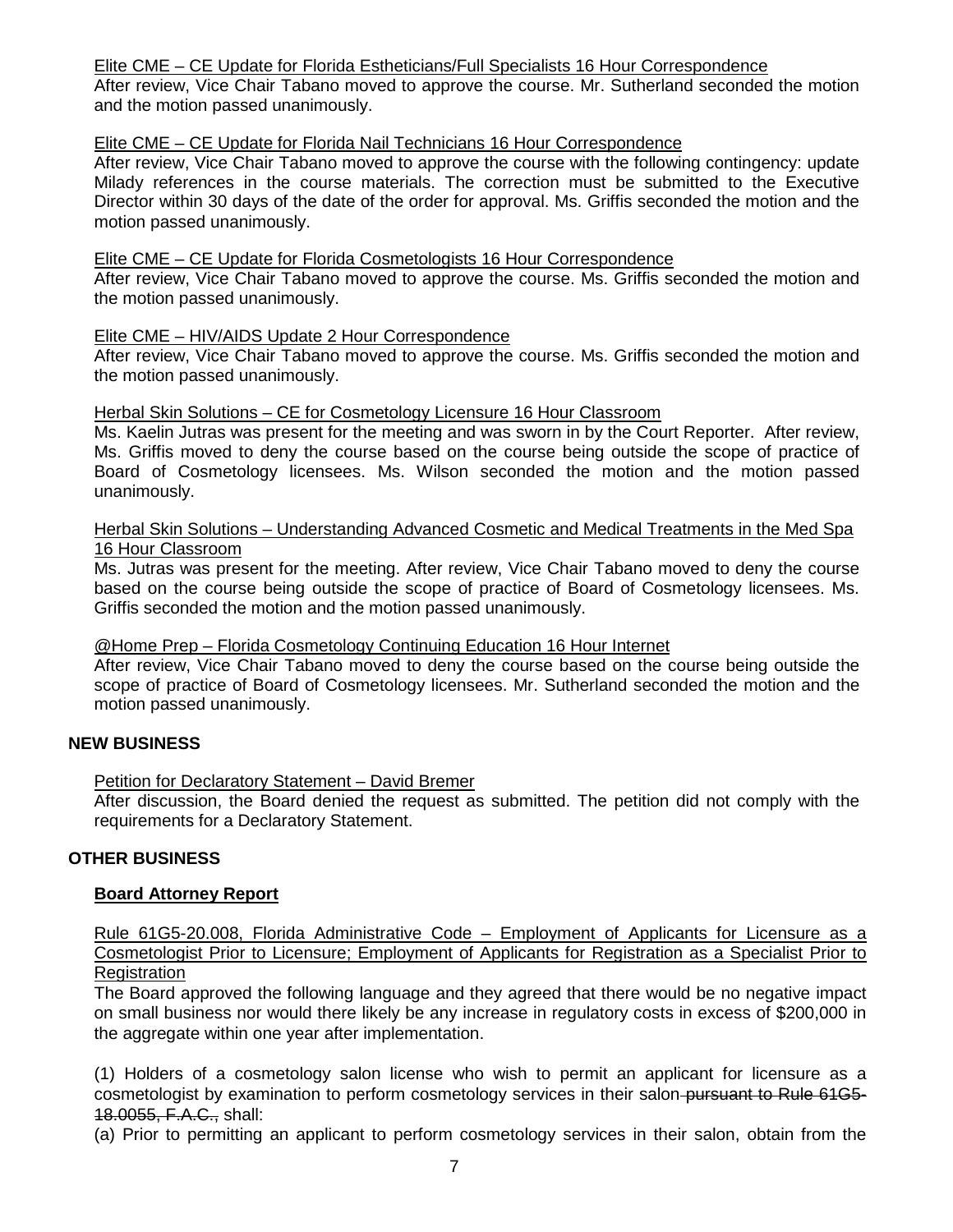Elite CME – CE Update for Florida Estheticians/Full Specialists 16 Hour Correspondence
After review, Vice Chair Tabano moved to approve the course. Mr. Sutherland seconded the motion and the motion passed unanimously.

Elite CME – CE Update for Florida Nail Technicians 16 Hour Correspondence
After review, Vice Chair Tabano moved to approve the course with the following contingency: update Milady references in the course materials. The correction must be submitted to the Executive Director within 30 days of the date of the order for approval. Ms. Griffis seconded the motion and the motion passed unanimously.

Elite CME – CE Update for Florida Cosmetologists 16 Hour Correspondence
After review, Vice Chair Tabano moved to approve the course. Ms. Griffis seconded the motion and the motion passed unanimously.

Elite CME – HIV/AIDS Update 2 Hour Correspondence
After review, Vice Chair Tabano moved to approve the course. Ms. Griffis seconded the motion and the motion passed unanimously.

Herbal Skin Solutions – CE for Cosmetology Licensure 16 Hour Classroom
Ms. Kaelin Jutras was present for the meeting and was sworn in by the Court Reporter. After review, Ms. Griffis moved to deny the course based on the course being outside the scope of practice of Board of Cosmetology licensees. Ms. Wilson seconded the motion and the motion passed unanimously.

Herbal Skin Solutions – Understanding Advanced Cosmetic and Medical Treatments in the Med Spa 16 Hour Classroom
Ms. Jutras was present for the meeting. After review, Vice Chair Tabano moved to deny the course based on the course being outside the scope of practice of Board of Cosmetology licensees. Ms. Griffis seconded the motion and the motion passed unanimously.

@Home Prep – Florida Cosmetology Continuing Education 16 Hour Internet
After review, Vice Chair Tabano moved to deny the course based on the course being outside the scope of practice of Board of Cosmetology licensees. Mr. Sutherland seconded the motion and the motion passed unanimously.

## NEW BUSINESS

Petition for Declaratory Statement – David Bremer
After discussion, the Board denied the request as submitted. The petition did not comply with the requirements for a Declaratory Statement.

## OTHER BUSINESS

### Board Attorney Report

Rule 61G5-20.008, Florida Administrative Code – Employment of Applicants for Licensure as a Cosmetologist Prior to Licensure; Employment of Applicants for Registration as a Specialist Prior to Registration
The Board approved the following language and they agreed that there would be no negative impact on small business nor would there likely be any increase in regulatory costs in excess of $200,000 in the aggregate within one year after implementation.

(1) Holders of a cosmetology salon license who wish to permit an applicant for licensure as a cosmetologist by examination to perform cosmetology services in their salon ~~pursuant to Rule 61G5-18.0055, F.A.C.,~~ shall:
(a) Prior to permitting an applicant to perform cosmetology services in their salon, obtain from the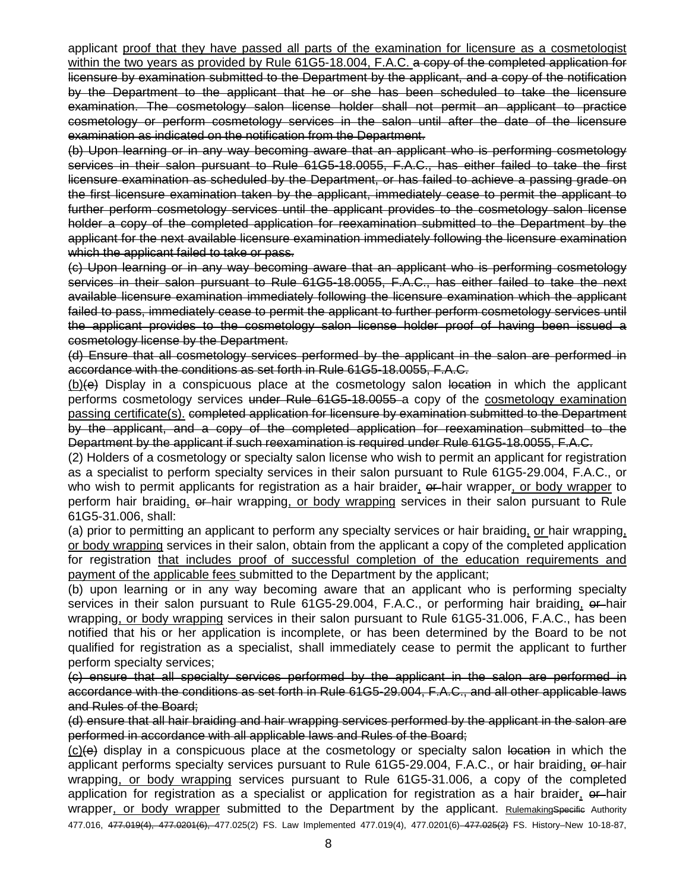applicant <u>proof that they have passed all parts of the examination for licensure as a cosmetologist within the two years as provided by Rule 61G5-18.004, F.A.C.</u> ~~a copy of the completed application for licensure by examination submitted to the Department by the applicant, and a copy of the notification by the Department to the applicant that he or she has been scheduled to take the licensure examination. The cosmetology salon license holder shall not permit an applicant to practice cosmetology or perform cosmetology services in the salon until after the date of the licensure examination as indicated on the notification from the Department.~~

~~(b) Upon learning or in any way becoming aware that an applicant who is performing cosmetology services in their salon pursuant to Rule 61G5-18.0055, F.A.C., has either failed to take the first licensure examination as scheduled by the Department, or has failed to achieve a passing grade on the first licensure examination taken by the applicant, immediately cease to permit the applicant to further perform cosmetology services until the applicant provides to the cosmetology salon license holder a copy of the completed application for reexamination submitted to the Department by the applicant for the next available licensure examination immediately following the licensure examination which the applicant failed to take or pass.~~

~~(c) Upon learning or in any way becoming aware that an applicant who is performing cosmetology services in their salon pursuant to Rule 61G5-18.0055, F.A.C., has either failed to take the next available licensure examination immediately following the licensure examination which the applicant failed to pass, immediately cease to permit the applicant to further perform cosmetology services until the applicant provides to the cosmetology salon license holder proof of having been issued a cosmetology license by the Department.~~

~~(d) Ensure that all cosmetology services performed by the applicant in the salon are performed in accordance with the conditions as set forth in Rule 61G5-18.0055, F.A.C.~~

<u>(b)</u>~~(e)~~ Display in a conspicuous place at the cosmetology salon ~~location~~ in which the applicant performs cosmetology services ~~under Rule 61G5-18.0055~~ a copy of the <u>cosmetology examination passing certificate(s).</u> ~~completed application for licensure by examination submitted to the Department by the applicant, and a copy of the completed application for reexamination submitted to the Department by the applicant if such reexamination is required under Rule 61G5-18.0055, F.A.C.~~

(2) Holders of a cosmetology or specialty salon license who wish to permit an applicant for registration as a specialist to perform specialty services in their salon pursuant to Rule 61G5-29.004, F.A.C., or who wish to permit applicants for registration as a hair braider<u>,</u> ~~or~~ hair wrapper<u>, or body wrapper</u> to perform hair braiding<u>,</u> ~~or~~ hair wrapping<u>, or body wrapping</u> services in their salon pursuant to Rule 61G5-31.006, shall:

(a) prior to permitting an applicant to perform any specialty services or hair braiding<u>, or</u> hair wrapping<u>, or body wrapping</u> services in their salon, obtain from the applicant a copy of the completed application for registration <u>that includes proof of successful completion of the education requirements and payment of the applicable fees</u> submitted to the Department by the applicant;

(b) upon learning or in any way becoming aware that an applicant who is performing specialty services in their salon pursuant to Rule 61G5-29.004, F.A.C., or performing hair braiding<u>,</u> ~~or~~ hair wrapping<u>, or body wrapping</u> services in their salon pursuant to Rule 61G5-31.006, F.A.C., has been notified that his or her application is incomplete, or has been determined by the Board to be not qualified for registration as a specialist, shall immediately cease to permit the applicant to further perform specialty services;

~~(c) ensure that all specialty services performed by the applicant in the salon are performed in accordance with the conditions as set forth in Rule 61G5-29.004, F.A.C., and all other applicable laws and Rules of the Board;~~

~~(d) ensure that all hair braiding and hair wrapping services performed by the applicant in the salon are performed in accordance with all applicable laws and Rules of the Board;~~

<u>(c)</u>~~(e)~~ display in a conspicuous place at the cosmetology or specialty salon ~~location~~ in which the applicant performs specialty services pursuant to Rule 61G5-29.004, F.A.C., or hair braiding<u>,</u> ~~or~~ hair wrapping<u>, or body wrapping</u> services pursuant to Rule 61G5-31.006, a copy of the completed application for registration as a specialist or application for registration as a hair braider<u>,</u> ~~or~~ hair wrapper<u>, or body wrapper</u> submitted to the Department by the applicant. <u>Rulemaking</u>~~Specific~~ Authority 477.016, ~~477.019(4), 477.0201(6),~~ 477.025(2) FS. Law Implemented 477.019(4), 477.0201(6) ~~477.025(2)~~ FS. History–New 10-18-87,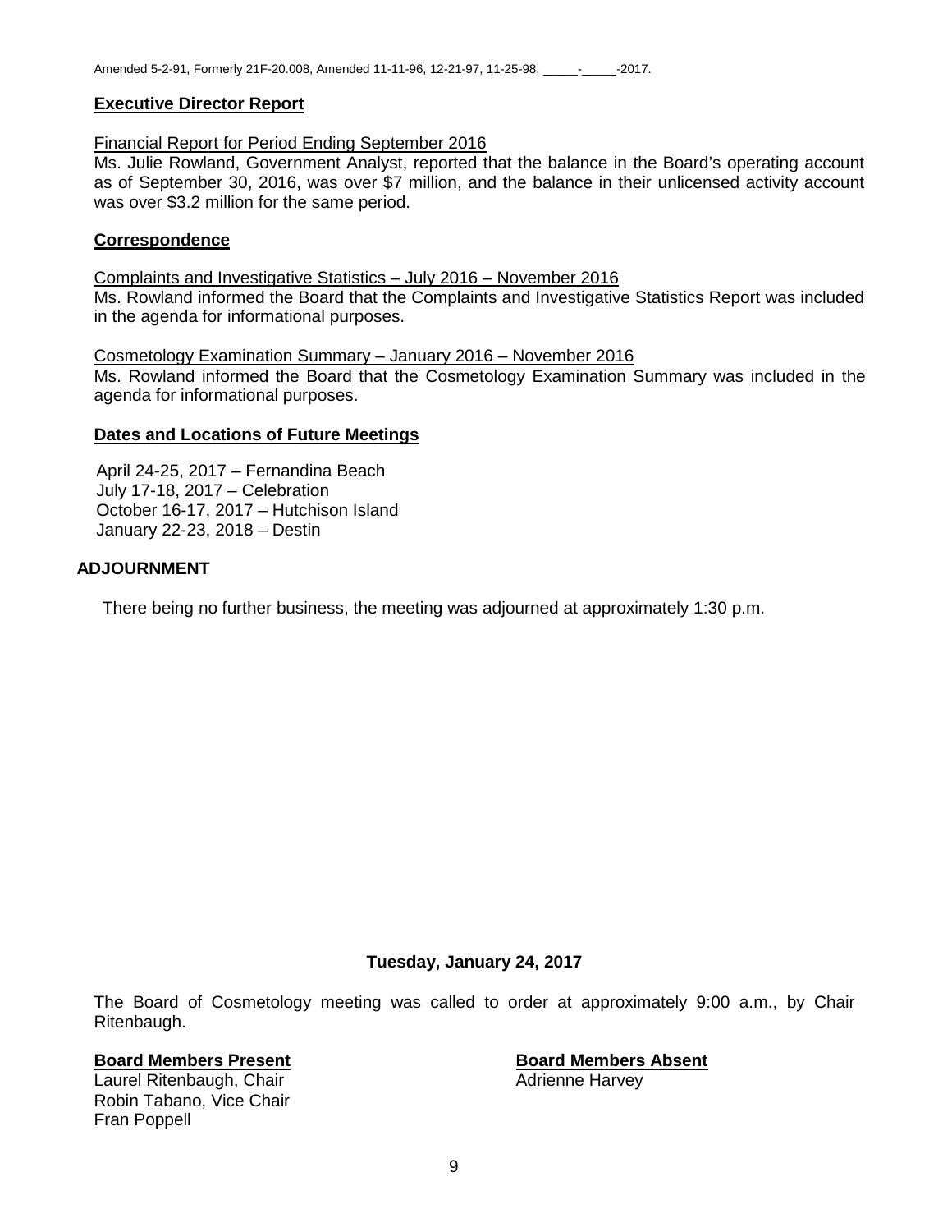Amended 5-2-91, Formerly 21F-20.008, Amended 11-11-96, 12-21-97, 11-25-98, _____-_____-2017.

**Executive Director Report**

Financial Report for Period Ending September 2016

Ms. Julie Rowland, Government Analyst, reported that the balance in the Board's operating account as of September 30, 2016, was over $7 million, and the balance in their unlicensed activity account was over $3.2 million for the same period.

**Correspondence**

Complaints and Investigative Statistics – July 2016 – November 2016

Ms. Rowland informed the Board that the Complaints and Investigative Statistics Report was included in the agenda for informational purposes.

Cosmetology Examination Summary – January 2016 – November 2016

Ms. Rowland informed the Board that the Cosmetology Examination Summary was included in the agenda for informational purposes.

**Dates and Locations of Future Meetings**

April 24-25, 2017 – Fernandina Beach
July 17-18, 2017 – Celebration
October 16-17, 2017 – Hutchison Island
January 22-23, 2018 – Destin

**ADJOURNMENT**

There being no further business, the meeting was adjourned at approximately 1:30 p.m.

**Tuesday, January 24, 2017**

The Board of Cosmetology meeting was called to order at approximately 9:00 a.m., by Chair Ritenbaugh.

**Board Members Present**

Laurel Ritenbaugh, Chair
Robin Tabano, Vice Chair
Fran Poppell

**Board Members Absent**

Adrienne Harvey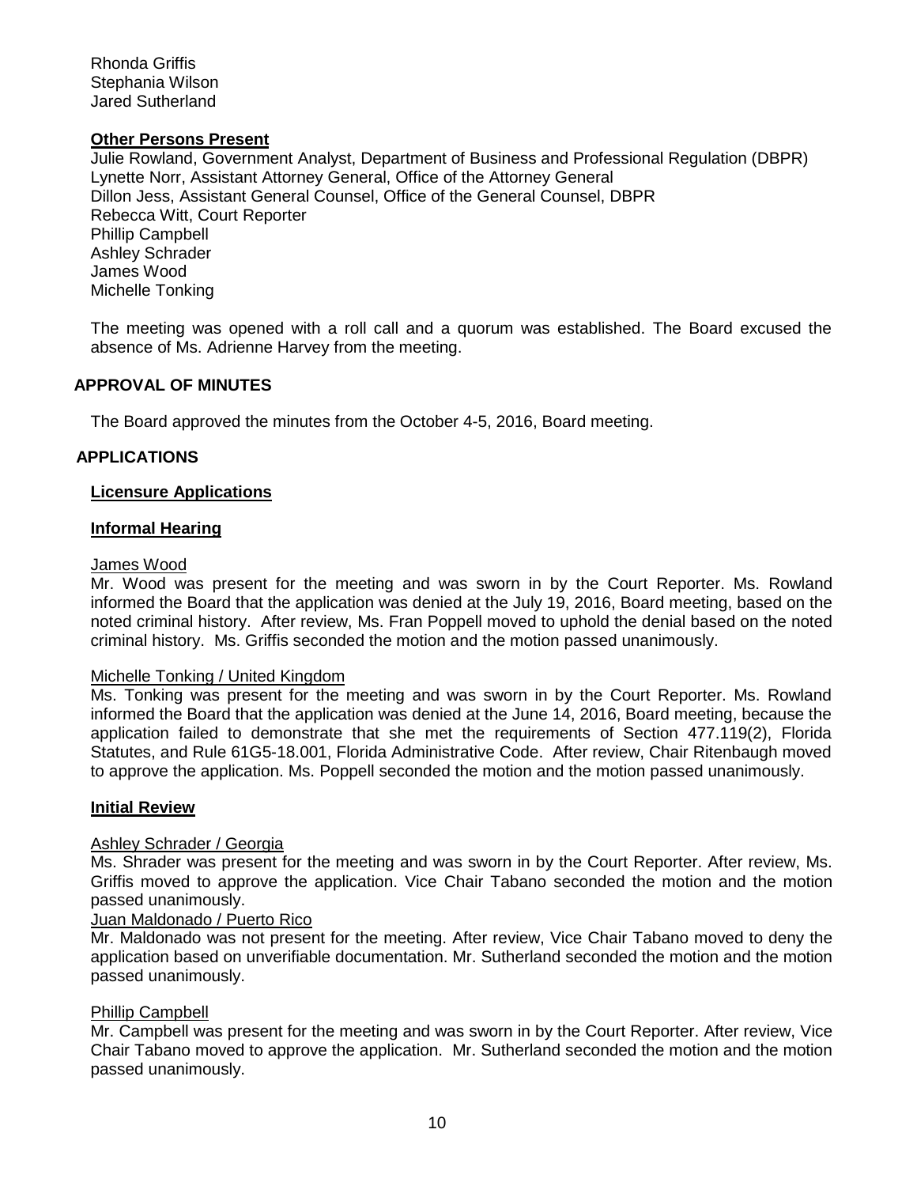Rhonda Griffis
Stephania Wilson
Jared Sutherland

**Other Persons Present**

Julie Rowland, Government Analyst, Department of Business and Professional Regulation (DBPR)
Lynette Norr, Assistant Attorney General, Office of the Attorney General
Dillon Jess, Assistant General Counsel, Office of the General Counsel, DBPR
Rebecca Witt, Court Reporter
Phillip Campbell
Ashley Schrader
James Wood
Michelle Tonking

The meeting was opened with a roll call and a quorum was established. The Board excused the absence of Ms. Adrienne Harvey from the meeting.

## APPROVAL OF MINUTES

The Board approved the minutes from the October 4-5, 2016, Board meeting.

## APPLICATIONS

**Licensure Applications**

**Informal Hearing**

James Wood

Mr. Wood was present for the meeting and was sworn in by the Court Reporter. Ms. Rowland informed the Board that the application was denied at the July 19, 2016, Board meeting, based on the noted criminal history. After review, Ms. Fran Poppell moved to uphold the denial based on the noted criminal history. Ms. Griffis seconded the motion and the motion passed unanimously.

Michelle Tonking / United Kingdom

Ms. Tonking was present for the meeting and was sworn in by the Court Reporter. Ms. Rowland informed the Board that the application was denied at the June 14, 2016, Board meeting, because the application failed to demonstrate that she met the requirements of Section 477.119(2), Florida Statutes, and Rule 61G5-18.001, Florida Administrative Code. After review, Chair Ritenbaugh moved to approve the application. Ms. Poppell seconded the motion and the motion passed unanimously.

**Initial Review**

Ashley Schrader / Georgia

Ms. Shrader was present for the meeting and was sworn in by the Court Reporter. After review, Ms. Griffis moved to approve the application. Vice Chair Tabano seconded the motion and the motion passed unanimously.

Juan Maldonado / Puerto Rico

Mr. Maldonado was not present for the meeting. After review, Vice Chair Tabano moved to deny the application based on unverifiable documentation. Mr. Sutherland seconded the motion and the motion passed unanimously.

Phillip Campbell

Mr. Campbell was present for the meeting and was sworn in by the Court Reporter. After review, Vice Chair Tabano moved to approve the application. Mr. Sutherland seconded the motion and the motion passed unanimously.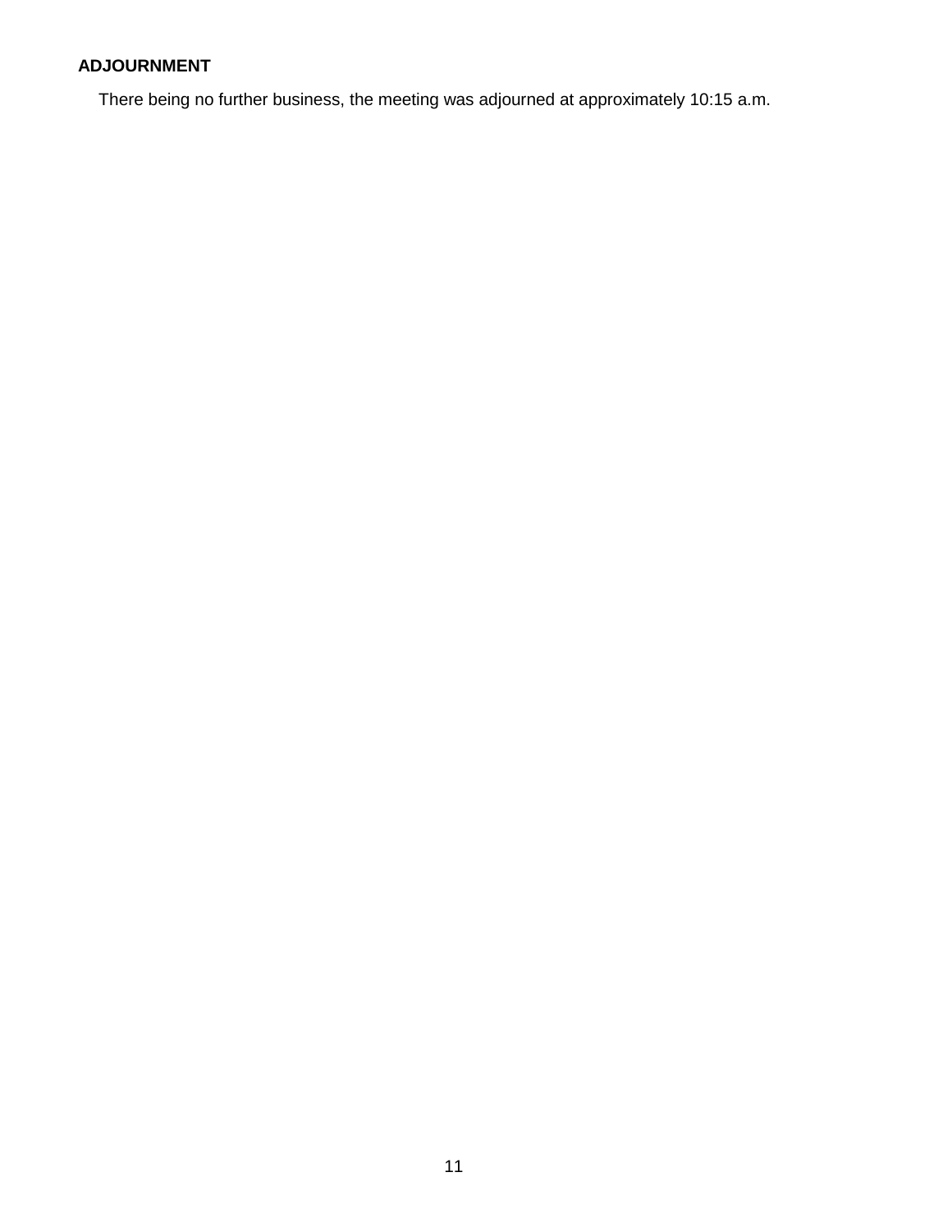**ADJOURNMENT**

There being no further business, the meeting was adjourned at approximately 10:15 a.m.